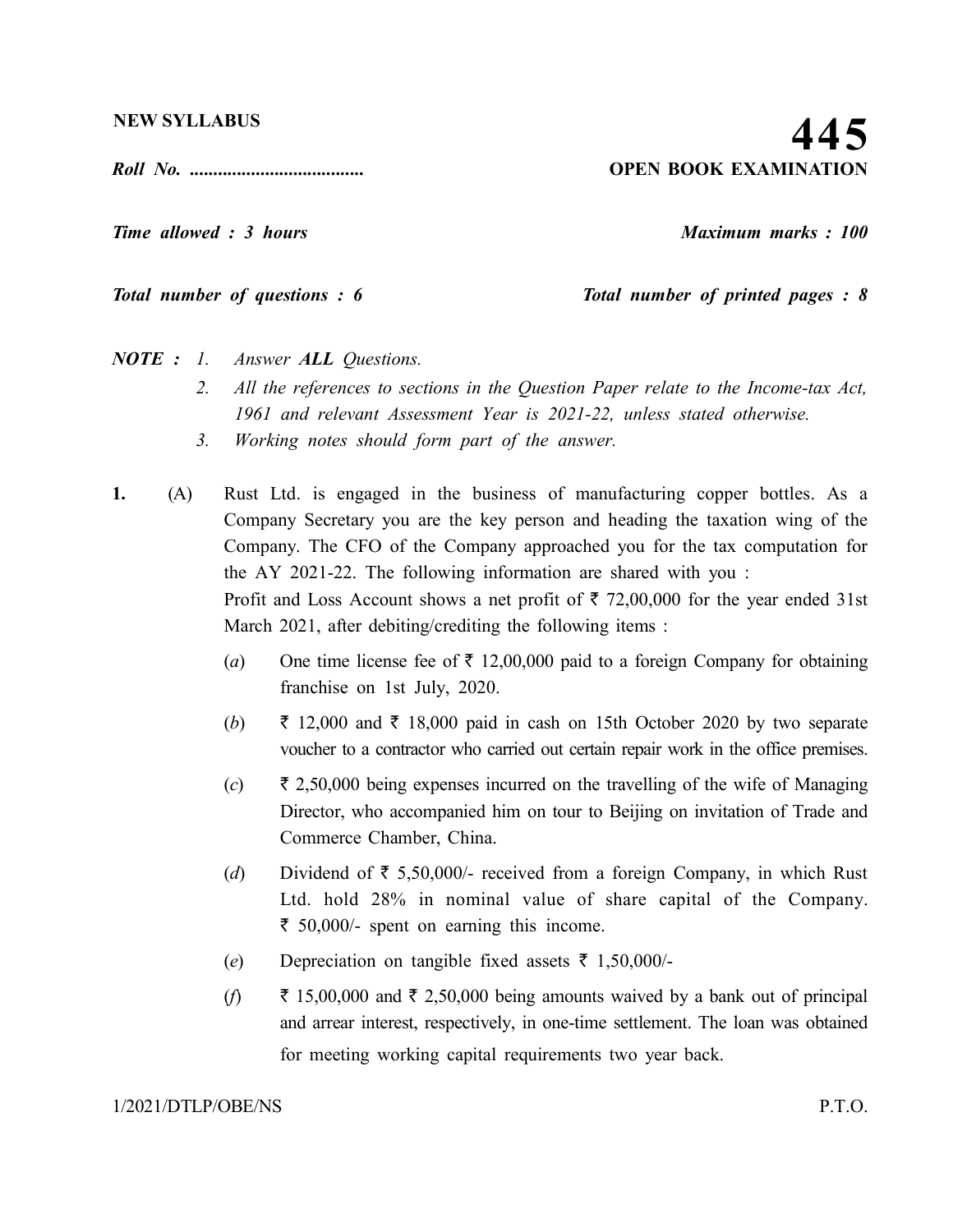**NEW SYLLABUS**

# 445

*Roll No. .....................................*

**OPEN BOOK EXAMINATION**

***Time allowed : 3 hours*** ***Maximum marks : 100***

***Total number of questions : 6*** ***Total number of printed pages : 8***

***NOTE :*** *1. Answer **ALL** Questions.*

*2. All the references to sections in the Question Paper relate to the Income-tax Act, 1961 and relevant Assessment Year is 2021-22, unless stated otherwise.*

*3. Working notes should form part of the answer.*

**1.** (A) Rust Ltd. is engaged in the business of manufacturing copper bottles. As a Company Secretary you are the key person and heading the taxation wing of the Company. The CFO of the Company approached you for the tax computation for the AY 2021-22. The following information are shared with you :

Profit and Loss Account shows a net profit of ₹ 72,00,000 for the year ended 31st March 2021, after debiting/crediting the following items :

(*a*) One time license fee of ₹ 12,00,000 paid to a foreign Company for obtaining franchise on 1st July, 2020.

(*b*) ₹ 12,000 and ₹ 18,000 paid in cash on 15th October 2020 by two separate voucher to a contractor who carried out certain repair work in the office premises.

(*c*) ₹ 2,50,000 being expenses incurred on the travelling of the wife of Managing Director, who accompanied him on tour to Beijing on invitation of Trade and Commerce Chamber, China.

(*d*) Dividend of ₹ 5,50,000/- received from a foreign Company, in which Rust Ltd. hold 28% in nominal value of share capital of the Company. ₹ 50,000/- spent on earning this income.

(*e*) Depreciation on tangible fixed assets ₹ 1,50,000/-

(*f*) ₹ 15,00,000 and ₹ 2,50,000 being amounts waived by a bank out of principal and arrear interest, respectively, in one-time settlement. The loan was obtained for meeting working capital requirements two year back.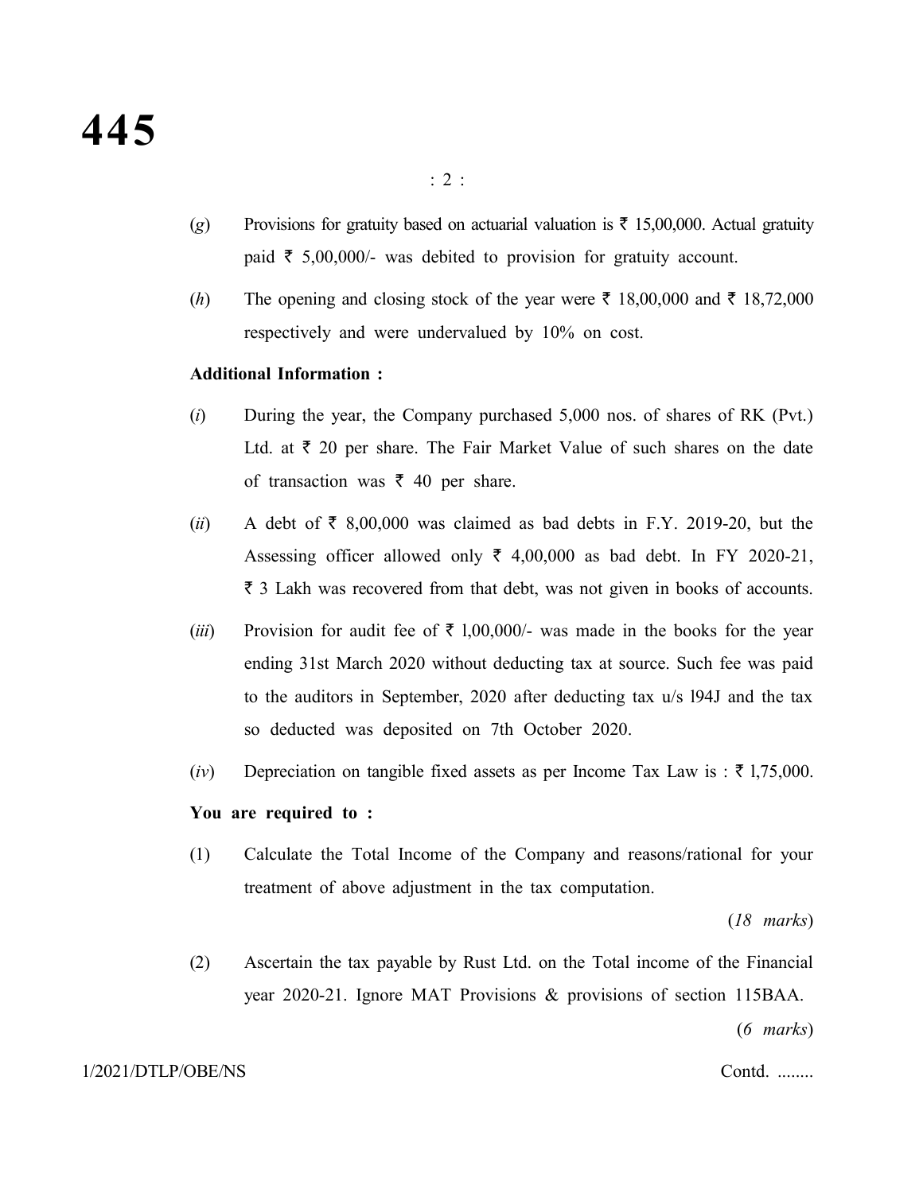(*g*) Provisions for gratuity based on actuarial valuation is ₹ 15,00,000. Actual gratuity paid ₹ 5,00,000/- was debited to provision for gratuity account.

(*h*) The opening and closing stock of the year were ₹ 18,00,000 and ₹ 18,72,000 respectively and were undervalued by 10% on cost.

**Additional Information :**

(*i*) During the year, the Company purchased 5,000 nos. of shares of RK (Pvt.) Ltd. at ₹ 20 per share. The Fair Market Value of such shares on the date of transaction was ₹ 40 per share.

(*ii*) A debt of ₹ 8,00,000 was claimed as bad debts in F.Y. 2019-20, but the Assessing officer allowed only ₹ 4,00,000 as bad debt. In FY 2020-21, ₹ 3 Lakh was recovered from that debt, was not given in books of accounts.

(*iii*) Provision for audit fee of ₹ 1,00,000/- was made in the books for the year ending 31st March 2020 without deducting tax at source. Such fee was paid to the auditors in September, 2020 after deducting tax u/s 194J and the tax so deducted was deposited on 7th October 2020.

(*iv*) Depreciation on tangible fixed assets as per Income Tax Law is : ₹ 1,75,000.

**You are required to :**

(1) Calculate the Total Income of the Company and reasons/rational for your treatment of above adjustment in the tax computation.

(*18 marks*)

(2) Ascertain the tax payable by Rust Ltd. on the Total income of the Financial year 2020-21. Ignore MAT Provisions & provisions of section 115BAA.

(*6 marks*)

1/2021/DTLP/OBE/NS Contd. ........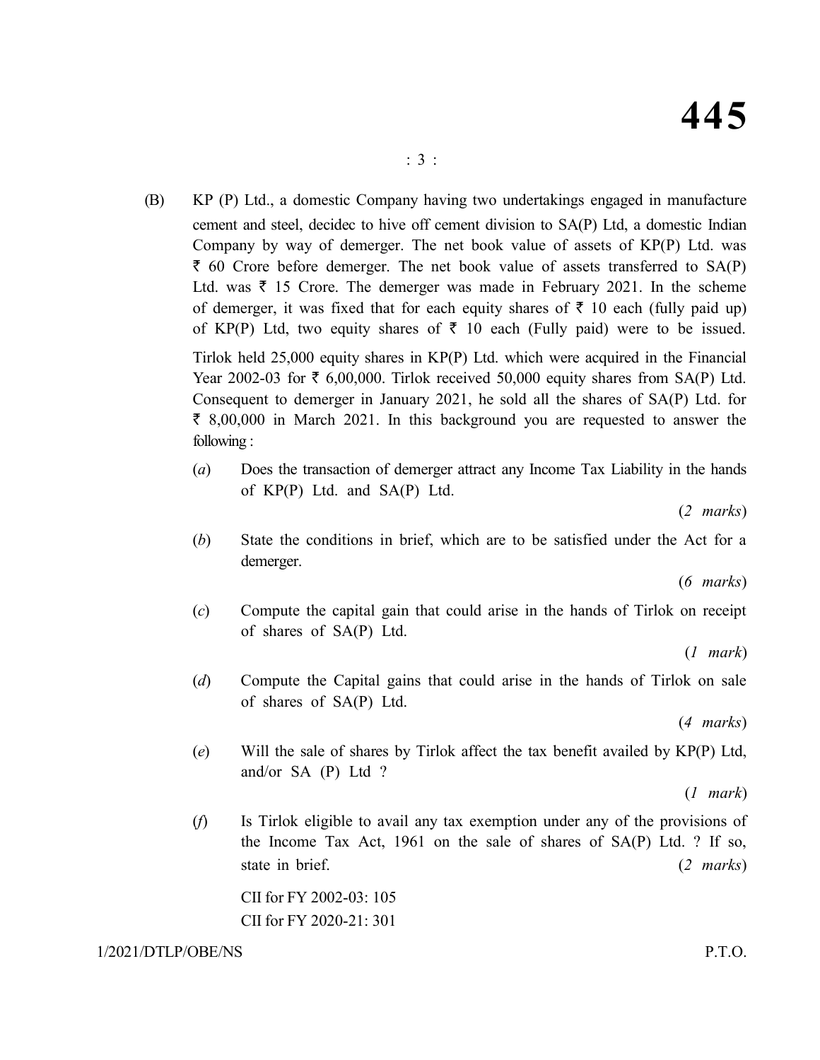(B) KP (P) Ltd., a domestic Company having two undertakings engaged in manufacture cement and steel, decidec to hive off cement division to SA(P) Ltd, a domestic Indian Company by way of demerger. The net book value of assets of KP(P) Ltd. was ₹ 60 Crore before demerger. The net book value of assets transferred to SA(P) Ltd. was ₹ 15 Crore. The demerger was made in February 2021. In the scheme of demerger, it was fixed that for each equity shares of ₹ 10 each (fully paid up) of KP(P) Ltd, two equity shares of ₹ 10 each (Fully paid) were to be issued.

Tirlok held 25,000 equity shares in KP(P) Ltd. which were acquired in the Financial Year 2002-03 for ₹ 6,00,000. Tirlok received 50,000 equity shares from SA(P) Ltd. Consequent to demerger in January 2021, he sold all the shares of SA(P) Ltd. for ₹ 8,00,000 in March 2021. In this background you are requested to answer the following :

(*a*) Does the transaction of demerger attract any Income Tax Liability in the hands of KP(P) Ltd. and SA(P) Ltd.

(*2 marks*)

(*b*) State the conditions in brief, which are to be satisfied under the Act for a demerger.

(*6 marks*)

(*c*) Compute the capital gain that could arise in the hands of Tirlok on receipt of shares of SA(P) Ltd.

(*1 mark*)

(*d*) Compute the Capital gains that could arise in the hands of Tirlok on sale of shares of SA(P) Ltd.

(*4 marks*)

(*e*) Will the sale of shares by Tirlok affect the tax benefit availed by KP(P) Ltd, and/or SA (P) Ltd ?

(*1 mark*)

(*f*) Is Tirlok eligible to avail any tax exemption under any of the provisions of the Income Tax Act, 1961 on the sale of shares of SA(P) Ltd. ? If so, state in brief. (*2 marks*)

CII for FY 2002-03: 105

CII for FY 2020-21: 301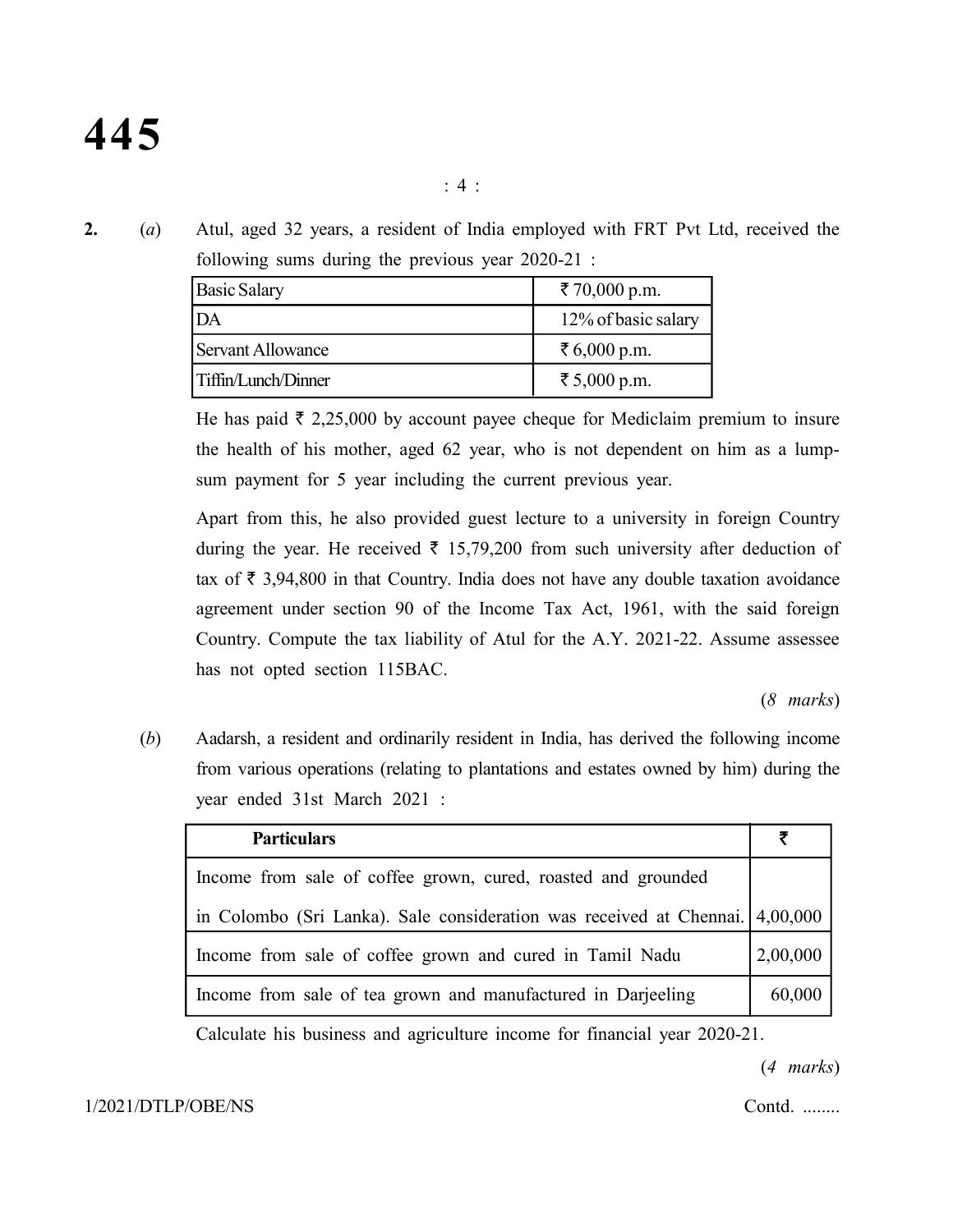**2.** (*a*) Atul, aged 32 years, a resident of India employed with FRT Pvt Ltd, received the following sums during the previous year 2020-21 :

| Basic Salary | ₹ 70,000 p.m. |
|---|---|
| DA | 12% of basic salary |
| Servant Allowance | ₹ 6,000 p.m. |
| Tiffin/Lunch/Dinner | ₹ 5,000 p.m. |

He has paid ₹ 2,25,000 by account payee cheque for Mediclaim premium to insure the health of his mother, aged 62 year, who is not dependent on him as a lump-sum payment for 5 year including the current previous year.

Apart from this, he also provided guest lecture to a university in foreign Country during the year. He received ₹ 15,79,200 from such university after deduction of tax of ₹ 3,94,800 in that Country. India does not have any double taxation avoidance agreement under section 90 of the Income Tax Act, 1961, with the said foreign Country. Compute the tax liability of Atul for the A.Y. 2021-22. Assume assessee has not opted section 115BAC.

(*8 marks*)

(*b*) Aadarsh, a resident and ordinarily resident in India, has derived the following income from various operations (relating to plantations and estates owned by him) during the year ended 31st March 2021 :

| **Particulars** | **₹** |
|---|---|
| Income from sale of coffee grown, cured, roasted and grounded in Colombo (Sri Lanka). Sale consideration was received at Chennai. | 4,00,000 |
| Income from sale of coffee grown and cured in Tamil Nadu | 2,00,000 |
| Income from sale of tea grown and manufactured in Darjeeling | 60,000 |

Calculate his business and agriculture income for financial year 2020-21.

(*4 marks*)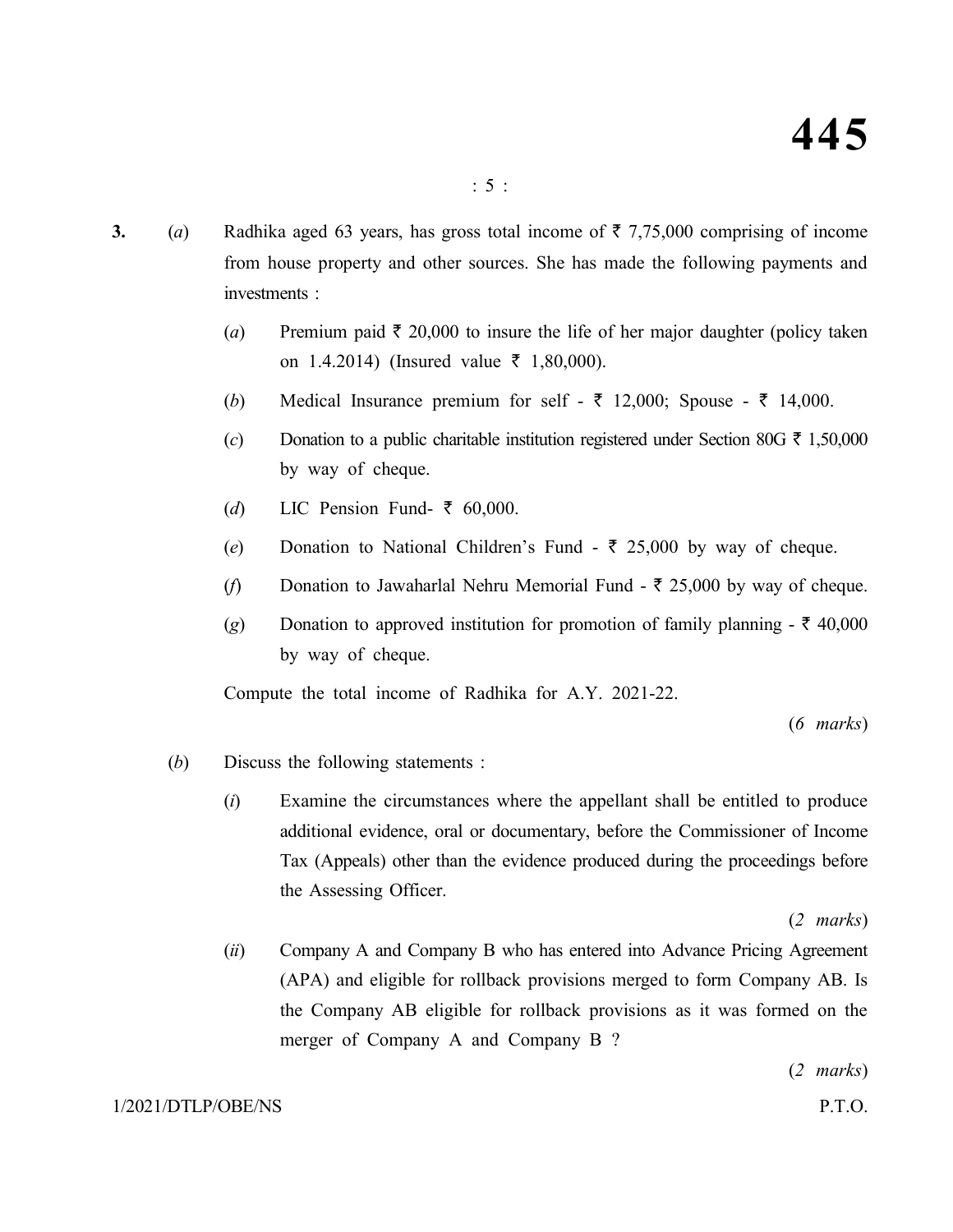**3.** (*a*) Radhika aged 63 years, has gross total income of ₹ 7,75,000 comprising of income from house property and other sources. She has made the following payments and investments :

(*a*) Premium paid ₹ 20,000 to insure the life of her major daughter (policy taken on 1.4.2014) (Insured value ₹ 1,80,000).

(*b*) Medical Insurance premium for self - ₹ 12,000; Spouse - ₹ 14,000.

(*c*) Donation to a public charitable institution registered under Section 80G ₹ 1,50,000 by way of cheque.

(*d*) LIC Pension Fund- ₹ 60,000.

(*e*) Donation to National Children's Fund - ₹ 25,000 by way of cheque.

(*f*) Donation to Jawaharlal Nehru Memorial Fund - ₹ 25,000 by way of cheque.

(*g*) Donation to approved institution for promotion of family planning - ₹ 40,000 by way of cheque.

Compute the total income of Radhika for A.Y. 2021-22.

(*6 marks*)

(*b*) Discuss the following statements :

(*i*) Examine the circumstances where the appellant shall be entitled to produce additional evidence, oral or documentary, before the Commissioner of Income Tax (Appeals) other than the evidence produced during the proceedings before the Assessing Officer.

(*2 marks*)

(*ii*) Company A and Company B who has entered into Advance Pricing Agreement (APA) and eligible for rollback provisions merged to form Company AB. Is the Company AB eligible for rollback provisions as it was formed on the merger of Company A and Company B ?

(*2 marks*)

1/2021/DTLP/OBE/NS P.T.O.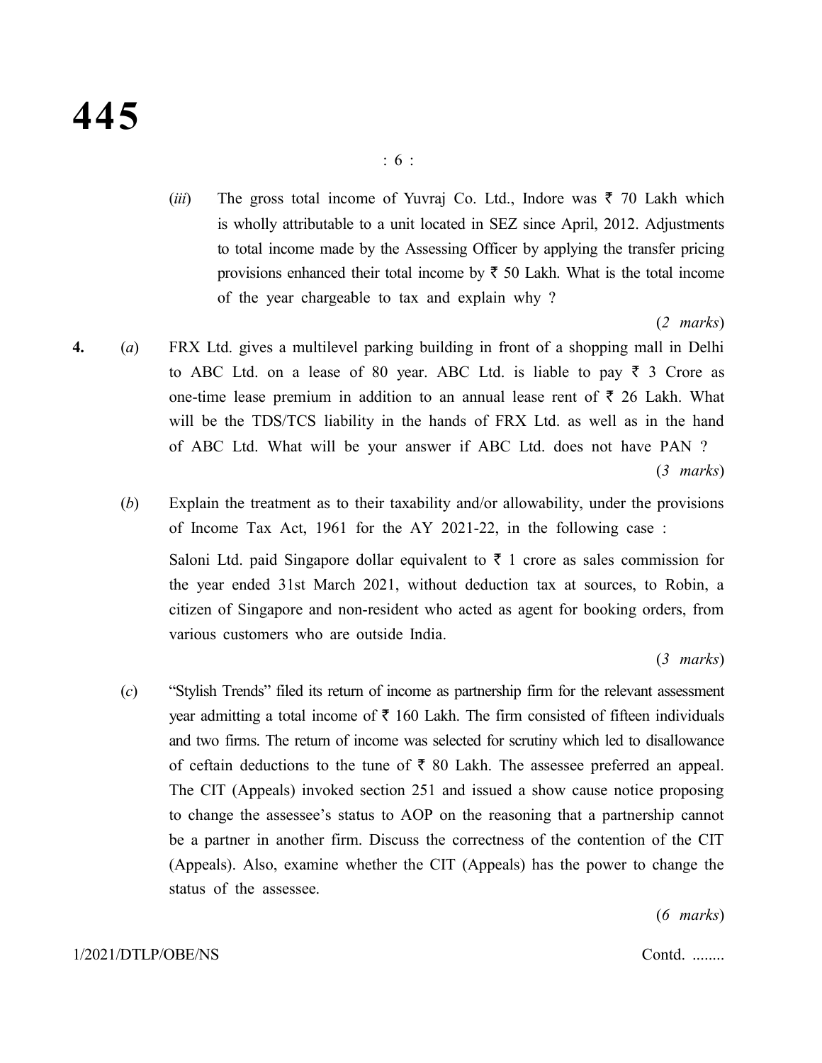(*iii*) The gross total income of Yuvraj Co. Ltd., Indore was ₹ 70 Lakh which is wholly attributable to a unit located in SEZ since April, 2012. Adjustments to total income made by the Assessing Officer by applying the transfer pricing provisions enhanced their total income by ₹ 50 Lakh. What is the total income of the year chargeable to tax and explain why ?

(*2 marks*)

**4.** (*a*) FRX Ltd. gives a multilevel parking building in front of a shopping mall in Delhi to ABC Ltd. on a lease of 80 year. ABC Ltd. is liable to pay ₹ 3 Crore as one-time lease premium in addition to an annual lease rent of ₹ 26 Lakh. What will be the TDS/TCS liability in the hands of FRX Ltd. as well as in the hand of ABC Ltd. What will be your answer if ABC Ltd. does not have PAN ?

(*3 marks*)

(*b*) Explain the treatment as to their taxability and/or allowability, under the provisions of Income Tax Act, 1961 for the AY 2021-22, in the following case :

Saloni Ltd. paid Singapore dollar equivalent to ₹ 1 crore as sales commission for the year ended 31st March 2021, without deduction tax at sources, to Robin, a citizen of Singapore and non-resident who acted as agent for booking orders, from various customers who are outside India.

(*3 marks*)

(*c*) "Stylish Trends" filed its return of income as partnership firm for the relevant assessment year admitting a total income of ₹ 160 Lakh. The firm consisted of fifteen individuals and two firms. The return of income was selected for scrutiny which led to disallowance of ceftain deductions to the tune of ₹ 80 Lakh. The assessee preferred an appeal. The CIT (Appeals) invoked section 251 and issued a show cause notice proposing to change the assessee's status to AOP on the reasoning that a partnership cannot be a partner in another firm. Discuss the correctness of the contention of the CIT (Appeals). Also, examine whether the CIT (Appeals) has the power to change the status of the assessee.

(*6 marks*)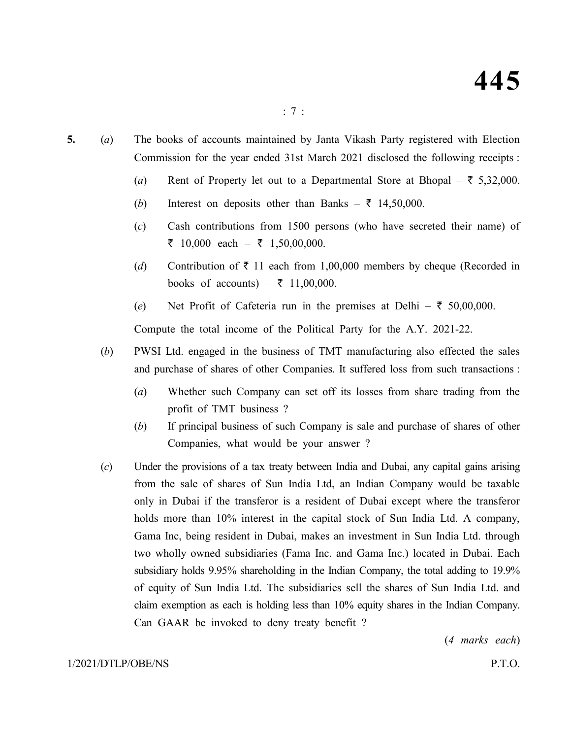**5.** (*a*) The books of accounts maintained by Janta Vikash Party registered with Election Commission for the year ended 31st March 2021 disclosed the following receipts :

(*a*) Rent of Property let out to a Departmental Store at Bhopal – ₹ 5,32,000.

(*b*) Interest on deposits other than Banks – ₹ 14,50,000.

(*c*) Cash contributions from 1500 persons (who have secreted their name) of ₹ 10,000 each – ₹ 1,50,00,000.

(*d*) Contribution of ₹ 11 each from 1,00,000 members by cheque (Recorded in books of accounts) – ₹ 11,00,000.

(*e*) Net Profit of Cafeteria run in the premises at Delhi – ₹ 50,00,000.

Compute the total income of the Political Party for the A.Y. 2021-22.

(*b*) PWSI Ltd. engaged in the business of TMT manufacturing also effected the sales and purchase of shares of other Companies. It suffered loss from such transactions :

(*a*) Whether such Company can set off its losses from share trading from the profit of TMT business ?

(*b*) If principal business of such Company is sale and purchase of shares of other Companies, what would be your answer ?

(*c*) Under the provisions of a tax treaty between India and Dubai, any capital gains arising from the sale of shares of Sun India Ltd, an Indian Company would be taxable only in Dubai if the transferor is a resident of Dubai except where the transferor holds more than 10% interest in the capital stock of Sun India Ltd. A company, Gama Inc, being resident in Dubai, makes an investment in Sun India Ltd. through two wholly owned subsidiaries (Fama Inc. and Gama Inc.) located in Dubai. Each subsidiary holds 9.95% shareholding in the Indian Company, the total adding to 19.9% of equity of Sun India Ltd. The subsidiaries sell the shares of Sun India Ltd. and claim exemption as each is holding less than 10% equity shares in the Indian Company. Can GAAR be invoked to deny treaty benefit ?

(*4 marks each*)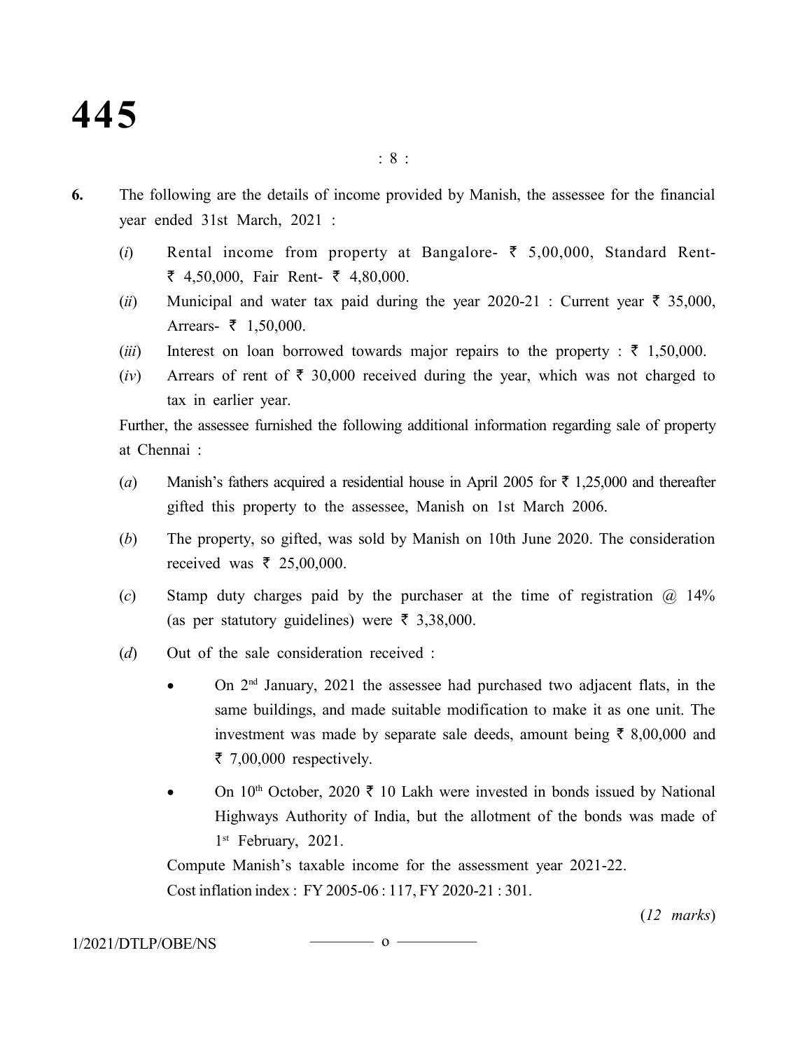**6.** The following are the details of income provided by Manish, the assessee for the financial year ended 31st March, 2021 :

(*i*) Rental income from property at Bangalore- ₹ 5,00,000, Standard Rent- ₹ 4,50,000, Fair Rent- ₹ 4,80,000.

(*ii*) Municipal and water tax paid during the year 2020-21 : Current year ₹ 35,000, Arrears- ₹ 1,50,000.

(*iii*) Interest on loan borrowed towards major repairs to the property : ₹ 1,50,000.

(*iv*) Arrears of rent of ₹ 30,000 received during the year, which was not charged to tax in earlier year.

Further, the assessee furnished the following additional information regarding sale of property at Chennai :

(*a*) Manish's fathers acquired a residential house in April 2005 for ₹ 1,25,000 and thereafter gifted this property to the assessee, Manish on 1st March 2006.

(*b*) The property, so gifted, was sold by Manish on 10th June 2020. The consideration received was ₹ 25,00,000.

(*c*) Stamp duty charges paid by the purchaser at the time of registration @ 14% (as per statutory guidelines) were ₹ 3,38,000.

(*d*) Out of the sale consideration received :

- On 2nd January, 2021 the assessee had purchased two adjacent flats, in the same buildings, and made suitable modification to make it as one unit. The investment was made by separate sale deeds, amount being ₹ 8,00,000 and ₹ 7,00,000 respectively.
- On 10th October, 2020 ₹ 10 Lakh were invested in bonds issued by National Highways Authority of India, but the allotment of the bonds was made of 1st February, 2021.

Compute Manish's taxable income for the assessment year 2021-22.

Cost inflation index : FY 2005-06 : 117, FY 2020-21 : 301.

(*12 marks*)

1/2021/DTLP/OBE/NS

———— o ————